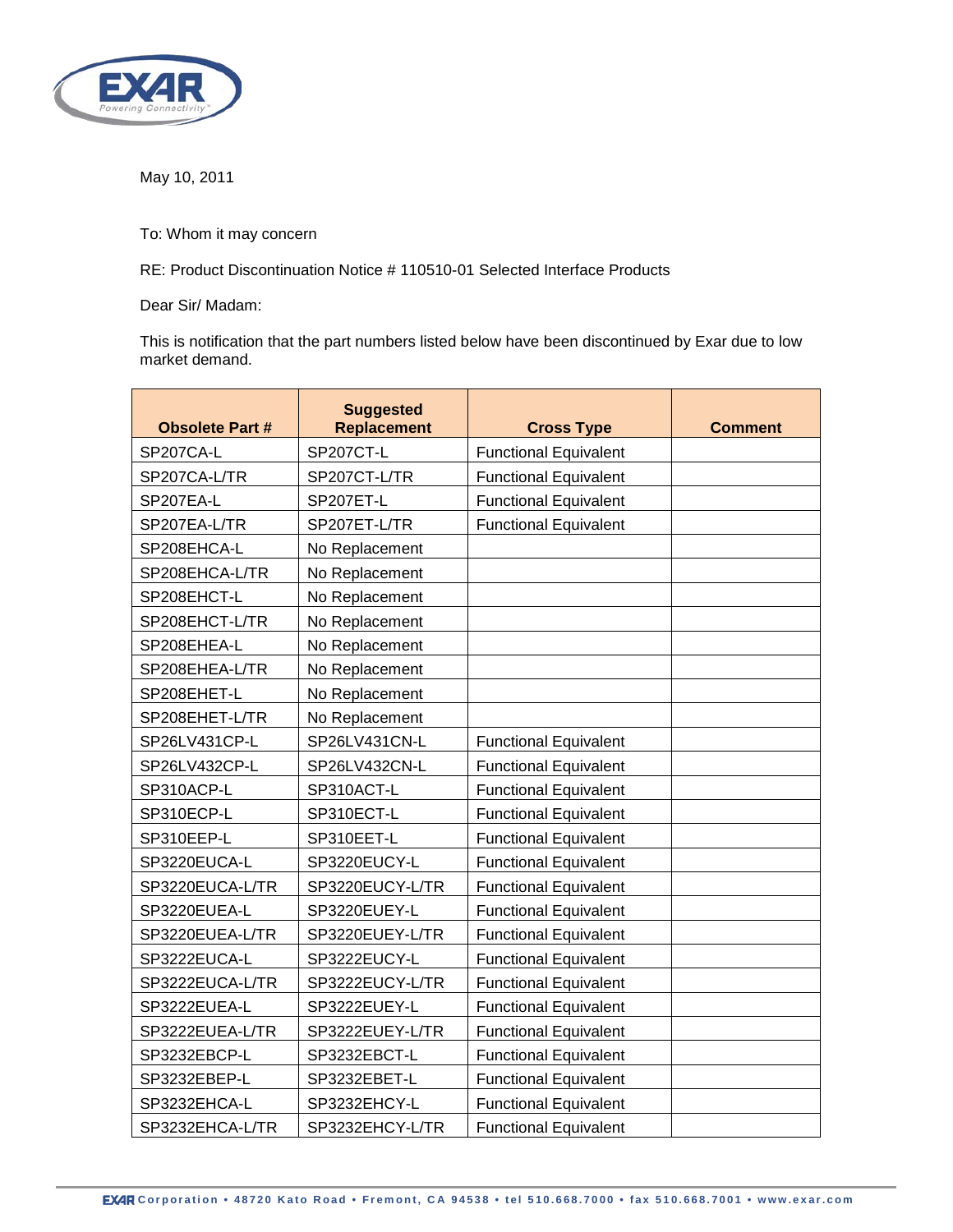May 10, 2011

To: Whom it may concern

RE: Product Discontinuation Notice # 110510-01 Selected Interface Products

Dear Sir/ Madam:

This is notification that the part numbers listed below have been discontinued by Exar due to low market demand.

| Obsolete Part # | Suggested Replacement | Cross Type | Comment |
|---|---|---|---|
| SP207CA-L | SP207CT-L | Functional Equivalent | |
| SP207CA-L/TR | SP207CT-L/TR | Functional Equivalent | |
| SP207EA-L | SP207ET-L | Functional Equivalent | |
| SP207EA-L/TR | SP207ET-L/TR | Functional Equivalent | |
| SP208EHCA-L | No Replacement | | |
| SP208EHCA-L/TR | No Replacement | | |
| SP208EHCT-L | No Replacement | | |
| SP208EHCT-L/TR | No Replacement | | |
| SP208EHEA-L | No Replacement | | |
| SP208EHEA-L/TR | No Replacement | | |
| SP208EHET-L | No Replacement | | |
| SP208EHET-L/TR | No Replacement | | |
| SP26LV431CP-L | SP26LV431CN-L | Functional Equivalent | |
| SP26LV432CP-L | SP26LV432CN-L | Functional Equivalent | |
| SP310ACP-L | SP310ACT-L | Functional Equivalent | |
| SP310ECP-L | SP310ECT-L | Functional Equivalent | |
| SP310EEP-L | SP310EET-L | Functional Equivalent | |
| SP3220EUCA-L | SP3220EUCY-L | Functional Equivalent | |
| SP3220EUCA-L/TR | SP3220EUCY-L/TR | Functional Equivalent | |
| SP3220EUEA-L | SP3220EUEY-L | Functional Equivalent | |
| SP3220EUEA-L/TR | SP3220EUEY-L/TR | Functional Equivalent | |
| SP3222EUCA-L | SP3222EUCY-L | Functional Equivalent | |
| SP3222EUCA-L/TR | SP3222EUCY-L/TR | Functional Equivalent | |
| SP3222EUEA-L | SP3222EUEY-L | Functional Equivalent | |
| SP3222EUEA-L/TR | SP3222EUEY-L/TR | Functional Equivalent | |
| SP3232EBCP-L | SP3232EBCT-L | Functional Equivalent | |
| SP3232EBEP-L | SP3232EBET-L | Functional Equivalent | |
| SP3232EHCA-L | SP3232EHCY-L | Functional Equivalent | |
| SP3232EHCA-L/TR | SP3232EHCY-L/TR | Functional Equivalent | |

EXAR Corporation • 48720 Kato Road • Fremont, CA 94538 • tel 510.668.7000 • fax 510.668.7001 • www.exar.com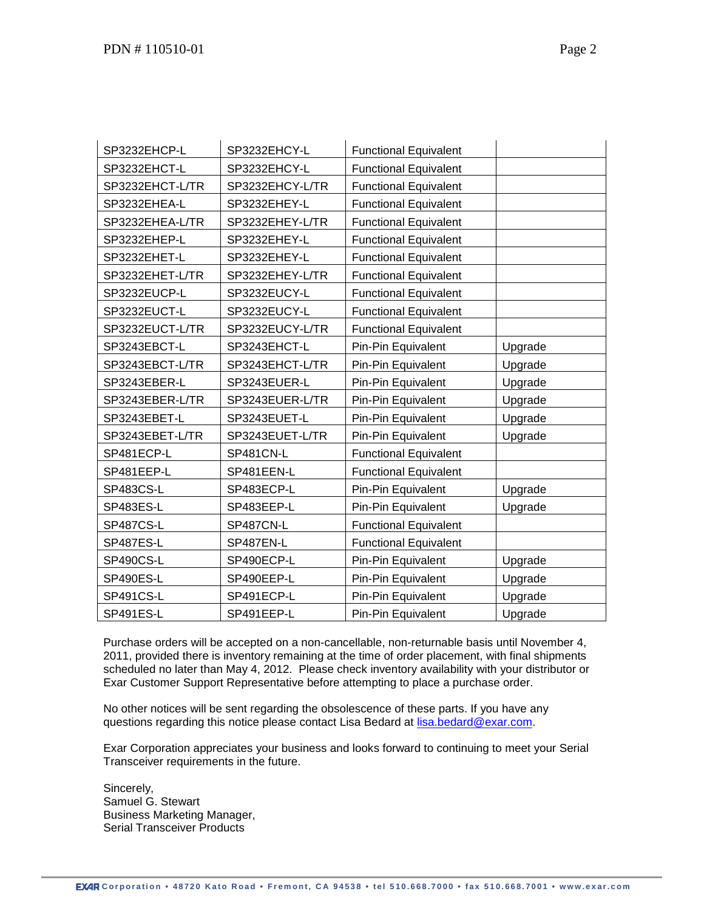| | | | |
|---|---|---|---|
| SP3232EHCP-L | SP3232EHCY-L | Functional Equivalent | |
| SP3232EHCT-L | SP3232EHCY-L | Functional Equivalent | |
| SP3232EHCT-L/TR | SP3232EHCY-L/TR | Functional Equivalent | |
| SP3232EHEA-L | SP3232EHEY-L | Functional Equivalent | |
| SP3232EHEA-L/TR | SP3232EHEY-L/TR | Functional Equivalent | |
| SP3232EHEP-L | SP3232EHEY-L | Functional Equivalent | |
| SP3232EHET-L | SP3232EHEY-L | Functional Equivalent | |
| SP3232EHET-L/TR | SP3232EHEY-L/TR | Functional Equivalent | |
| SP3232EUCP-L | SP3232EUCY-L | Functional Equivalent | |
| SP3232EUCT-L | SP3232EUCY-L | Functional Equivalent | |
| SP3232EUCT-L/TR | SP3232EUCY-L/TR | Functional Equivalent | |
| SP3243EBCT-L | SP3243EHCT-L | Pin-Pin Equivalent | Upgrade |
| SP3243EBCT-L/TR | SP3243EHCT-L/TR | Pin-Pin Equivalent | Upgrade |
| SP3243EBER-L | SP3243EUER-L | Pin-Pin Equivalent | Upgrade |
| SP3243EBER-L/TR | SP3243EUER-L/TR | Pin-Pin Equivalent | Upgrade |
| SP3243EBET-L | SP3243EUET-L | Pin-Pin Equivalent | Upgrade |
| SP3243EBET-L/TR | SP3243EUET-L/TR | Pin-Pin Equivalent | Upgrade |
| SP481ECP-L | SP481CN-L | Functional Equivalent | |
| SP481EEP-L | SP481EEN-L | Functional Equivalent | |
| SP483CS-L | SP483ECP-L | Pin-Pin Equivalent | Upgrade |
| SP483ES-L | SP483EEP-L | Pin-Pin Equivalent | Upgrade |
| SP487CS-L | SP487CN-L | Functional Equivalent | |
| SP487ES-L | SP487EN-L | Functional Equivalent | |
| SP490CS-L | SP490ECP-L | Pin-Pin Equivalent | Upgrade |
| SP490ES-L | SP490EEP-L | Pin-Pin Equivalent | Upgrade |
| SP491CS-L | SP491ECP-L | Pin-Pin Equivalent | Upgrade |
| SP491ES-L | SP491EEP-L | Pin-Pin Equivalent | Upgrade |

Purchase orders will be accepted on a non-cancellable, non-returnable basis until November 4, 2011, provided there is inventory remaining at the time of order placement, with final shipments scheduled no later than May 4, 2012. Please check inventory availability with your distributor or Exar Customer Support Representative before attempting to place a purchase order.

No other notices will be sent regarding the obsolescence of these parts. If you have any questions regarding this notice please contact Lisa Bedard at lisa.bedard@exar.com.

Exar Corporation appreciates your business and looks forward to continuing to meet your Serial Transceiver requirements in the future.

Sincerely,
Samuel G. Stewart
Business Marketing Manager,
Serial Transceiver Products